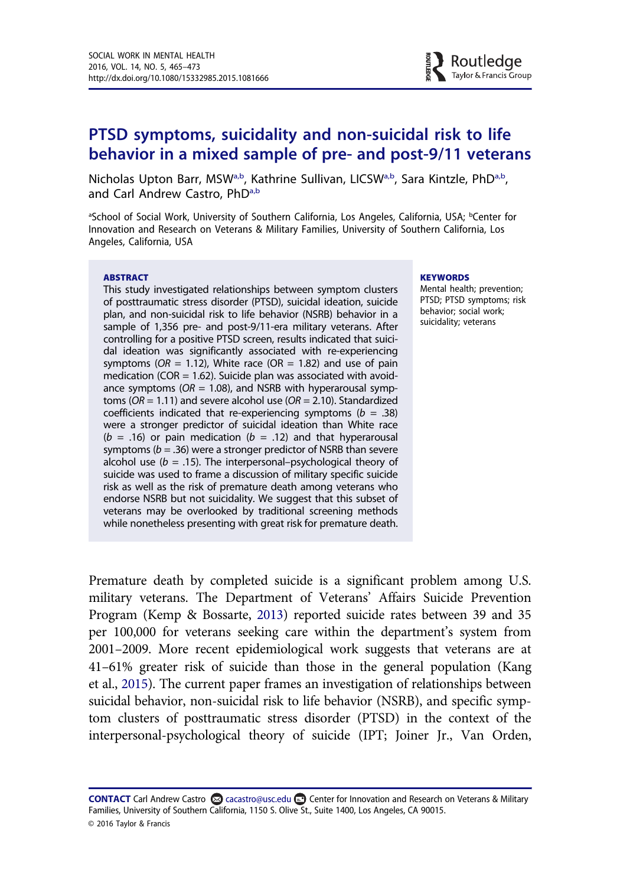# PTSD symptoms, suicidality and non-suicidal risk to life behavior in a mixed sample of pre- and post-9/11 veterans

Nicholas Upton Barr, MSW[a,b], Kathrine Sullivan, LICSW[a,b], Sara Kintzle, PhD[a,b], and Carl Andrew Castro, PhD[a,b]

[a]School of Social Work, University of Southern California, Los Angeles, California, USA; [b]Center for Innovation and Research on Veterans & Military Families, University of Southern California, Los Angeles, California, USA

**ABSTRACT**

This study investigated relationships between symptom clusters of posttraumatic stress disorder (PTSD), suicidal ideation, suicide plan, and non-suicidal risk to life behavior (NSRB) behavior in a sample of 1,356 pre- and post-9/11-era military veterans. After controlling for a positive PTSD screen, results indicated that suicidal ideation was significantly associated with re-experiencing symptoms (*OR* = 1.12), White race (OR = 1.82) and use of pain medication (COR = 1.62). Suicide plan was associated with avoidance symptoms (*OR* = 1.08), and NSRB with hyperarousal symptoms (*OR* = 1.11) and severe alcohol use (*OR* = 2.10). Standardized coefficients indicated that re-experiencing symptoms (*b* = .38) were a stronger predictor of suicidal ideation than White race (*b* = .16) or pain medication (*b* = .12) and that hyperarousal symptoms (*b* = .36) were a stronger predictor of NSRB than severe alcohol use (*b* = .15). The interpersonal–psychological theory of suicide was used to frame a discussion of military specific suicide risk as well as the risk of premature death among veterans who endorse NSRB but not suicidality. We suggest that this subset of veterans may be overlooked by traditional screening methods while nonetheless presenting with great risk for premature death.

**KEYWORDS**

Mental health; prevention; PTSD; PTSD symptoms; risk behavior; social work; suicidality; veterans

Premature death by completed suicide is a significant problem among U.S. military veterans. The Department of Veterans' Affairs Suicide Prevention Program (Kemp & Bossarte, 2013) reported suicide rates between 39 and 35 per 100,000 for veterans seeking care within the department's system from 2001–2009. More recent epidemiological work suggests that veterans are at 41–61% greater risk of suicide than those in the general population (Kang et al., 2015). The current paper frames an investigation of relationships between suicidal behavior, non-suicidal risk to life behavior (NSRB), and specific symptom clusters of posttraumatic stress disorder (PTSD) in the context of the interpersonal-psychological theory of suicide (IPT; Joiner Jr., Van Orden,

**CONTACT** Carl Andrew Castro cacastro@usc.edu Center for Innovation and Research on Veterans & Military Families, University of Southern California, 1150 S. Olive St., Suite 1400, Los Angeles, CA 90015.

© 2016 Taylor & Francis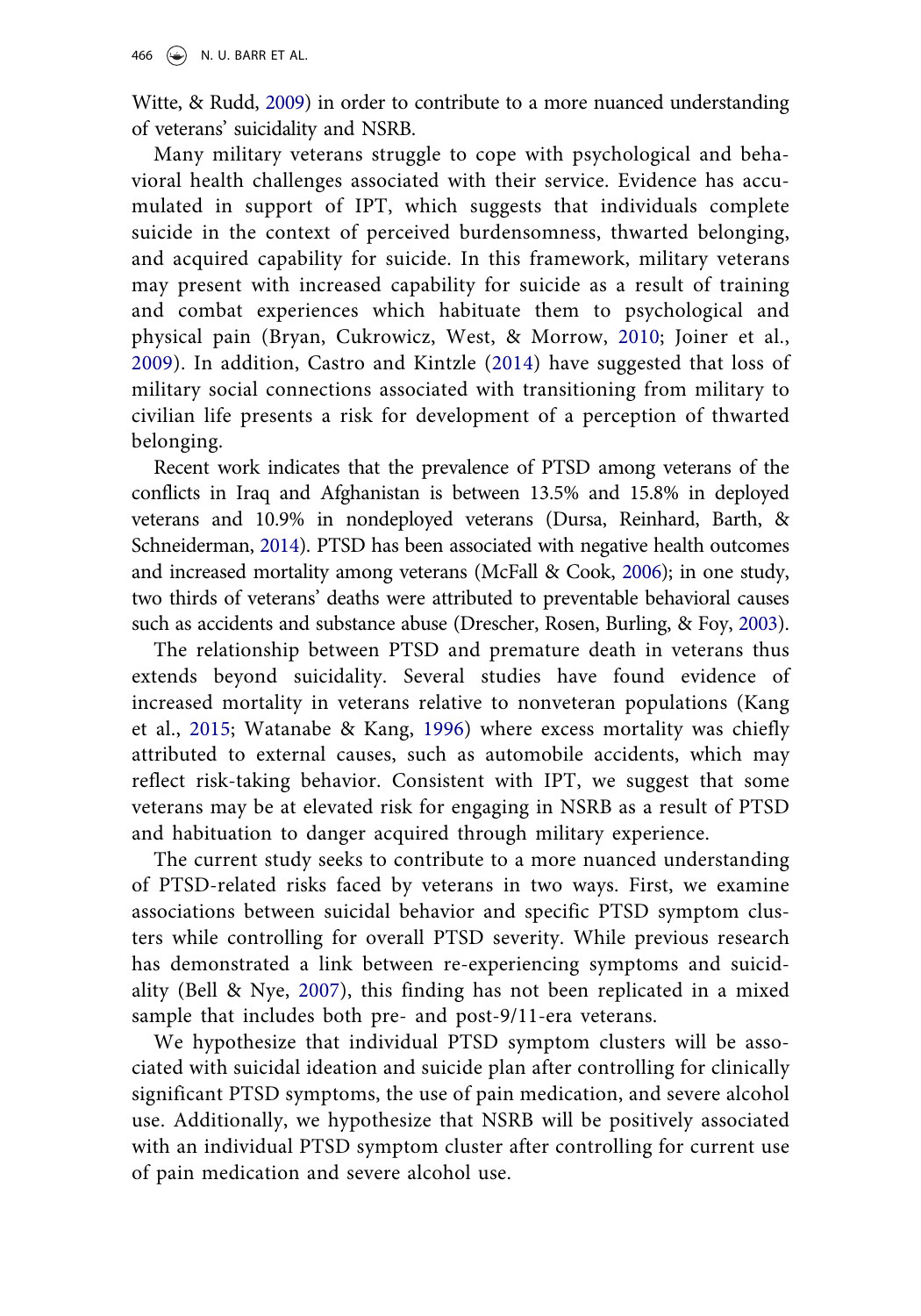Witte, & Rudd, 2009) in order to contribute to a more nuanced understanding of veterans' suicidality and NSRB.

Many military veterans struggle to cope with psychological and behavioral health challenges associated with their service. Evidence has accumulated in support of IPT, which suggests that individuals complete suicide in the context of perceived burdensomness, thwarted belonging, and acquired capability for suicide. In this framework, military veterans may present with increased capability for suicide as a result of training and combat experiences which habituate them to psychological and physical pain (Bryan, Cukrowicz, West, & Morrow, 2010; Joiner et al., 2009). In addition, Castro and Kintzle (2014) have suggested that loss of military social connections associated with transitioning from military to civilian life presents a risk for development of a perception of thwarted belonging.

Recent work indicates that the prevalence of PTSD among veterans of the conflicts in Iraq and Afghanistan is between 13.5% and 15.8% in deployed veterans and 10.9% in nondeployed veterans (Dursa, Reinhard, Barth, & Schneiderman, 2014). PTSD has been associated with negative health outcomes and increased mortality among veterans (McFall & Cook, 2006); in one study, two thirds of veterans' deaths were attributed to preventable behavioral causes such as accidents and substance abuse (Drescher, Rosen, Burling, & Foy, 2003).

The relationship between PTSD and premature death in veterans thus extends beyond suicidality. Several studies have found evidence of increased mortality in veterans relative to nonveteran populations (Kang et al., 2015; Watanabe & Kang, 1996) where excess mortality was chiefly attributed to external causes, such as automobile accidents, which may reflect risk-taking behavior. Consistent with IPT, we suggest that some veterans may be at elevated risk for engaging in NSRB as a result of PTSD and habituation to danger acquired through military experience.

The current study seeks to contribute to a more nuanced understanding of PTSD-related risks faced by veterans in two ways. First, we examine associations between suicidal behavior and specific PTSD symptom clusters while controlling for overall PTSD severity. While previous research has demonstrated a link between re-experiencing symptoms and suicidality (Bell & Nye, 2007), this finding has not been replicated in a mixed sample that includes both pre- and post-9/11-era veterans.

We hypothesize that individual PTSD symptom clusters will be associated with suicidal ideation and suicide plan after controlling for clinically significant PTSD symptoms, the use of pain medication, and severe alcohol use. Additionally, we hypothesize that NSRB will be positively associated with an individual PTSD symptom cluster after controlling for current use of pain medication and severe alcohol use.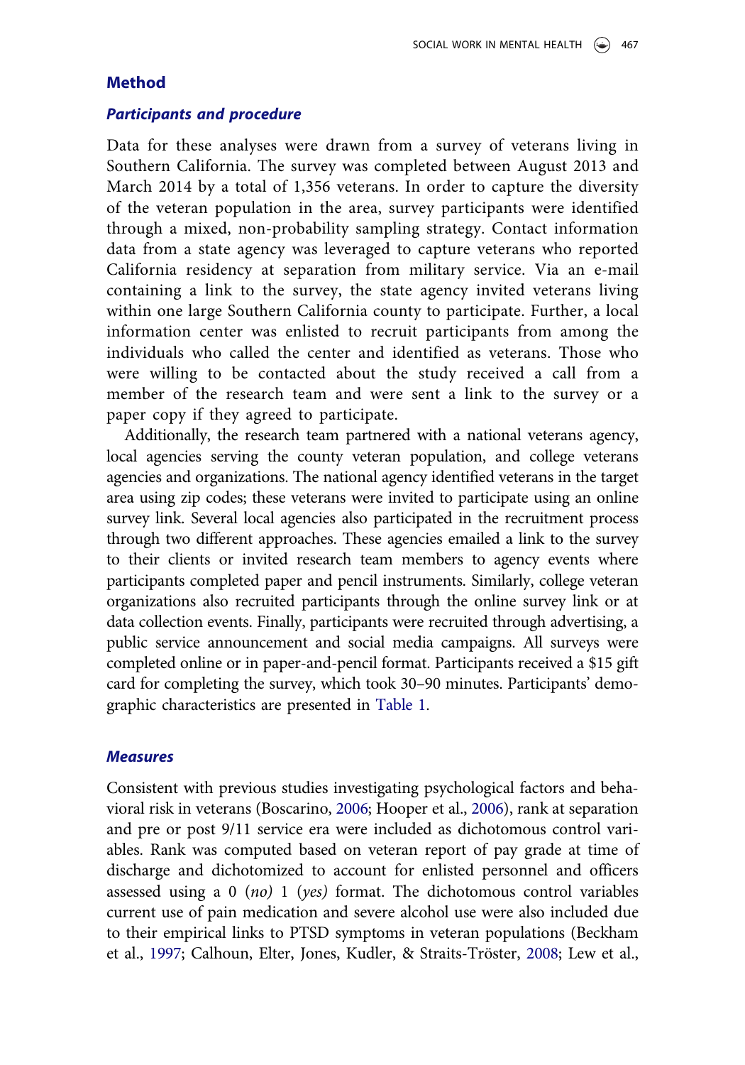## Method

### Participants and procedure

Data for these analyses were drawn from a survey of veterans living in Southern California. The survey was completed between August 2013 and March 2014 by a total of 1,356 veterans. In order to capture the diversity of the veteran population in the area, survey participants were identified through a mixed, non-probability sampling strategy. Contact information data from a state agency was leveraged to capture veterans who reported California residency at separation from military service. Via an e-mail containing a link to the survey, the state agency invited veterans living within one large Southern California county to participate. Further, a local information center was enlisted to recruit participants from among the individuals who called the center and identified as veterans. Those who were willing to be contacted about the study received a call from a member of the research team and were sent a link to the survey or a paper copy if they agreed to participate.

Additionally, the research team partnered with a national veterans agency, local agencies serving the county veteran population, and college veterans agencies and organizations. The national agency identified veterans in the target area using zip codes; these veterans were invited to participate using an online survey link. Several local agencies also participated in the recruitment process through two different approaches. These agencies emailed a link to the survey to their clients or invited research team members to agency events where participants completed paper and pencil instruments. Similarly, college veteran organizations also recruited participants through the online survey link or at data collection events. Finally, participants were recruited through advertising, a public service announcement and social media campaigns. All surveys were completed online or in paper-and-pencil format. Participants received a $15 gift card for completing the survey, which took 30–90 minutes. Participants' demographic characteristics are presented in Table 1.

### Measures

Consistent with previous studies investigating psychological factors and behavioral risk in veterans (Boscarino, 2006; Hooper et al., 2006), rank at separation and pre or post 9/11 service era were included as dichotomous control variables. Rank was computed based on veteran report of pay grade at time of discharge and dichotomized to account for enlisted personnel and officers assessed using a 0 (*no*) 1 (*yes*) format. The dichotomous control variables current use of pain medication and severe alcohol use were also included due to their empirical links to PTSD symptoms in veteran populations (Beckham et al., 1997; Calhoun, Elter, Jones, Kudler, & Straits-Tröster, 2008; Lew et al.,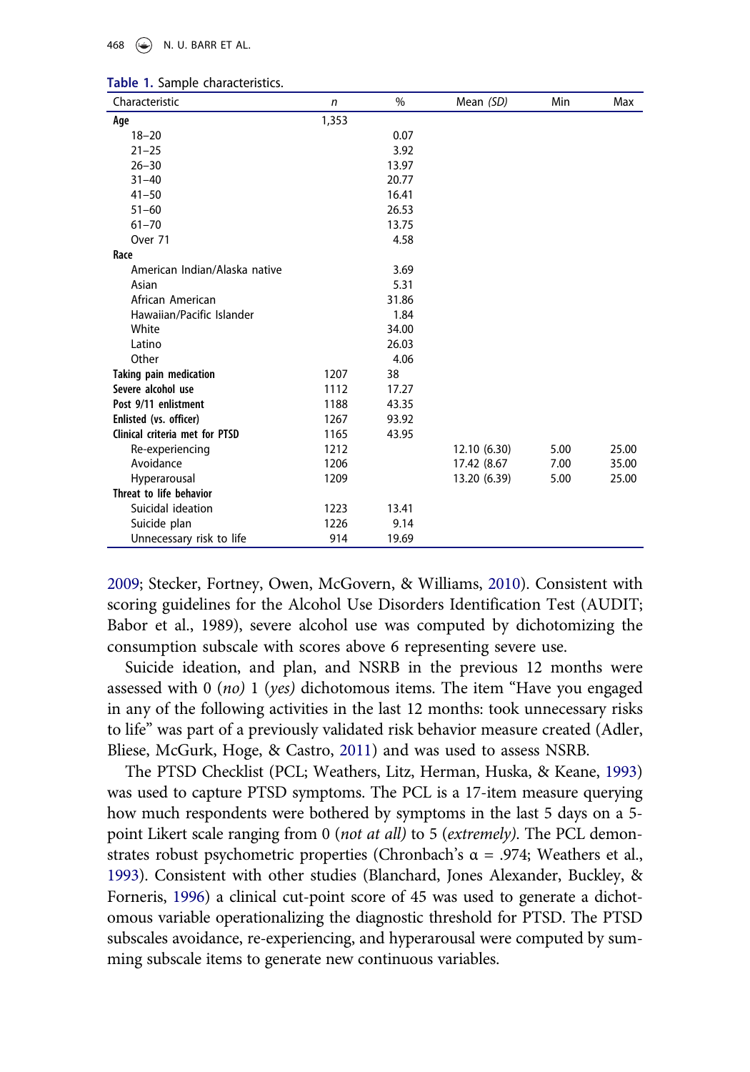**Table 1.** Sample characteristics.

| Characteristic | *n* | % | Mean *(SD)* | Min | Max |
|---|---|---|---|---|---|
| **Age** | 1,353 | | | | |
| 18–20 | | 0.07 | | | |
| 21–25 | | 3.92 | | | |
| 26–30 | | 13.97 | | | |
| 31–40 | | 20.77 | | | |
| 41–50 | | 16.41 | | | |
| 51–60 | | 26.53 | | | |
| 61–70 | | 13.75 | | | |
| Over 71 | | 4.58 | | | |
| **Race** | | | | | |
| American Indian/Alaska native | | 3.69 | | | |
| Asian | | 5.31 | | | |
| African American | | 31.86 | | | |
| Hawaiian/Pacific Islander | | 1.84 | | | |
| White | | 34.00 | | | |
| Latino | | 26.03 | | | |
| Other | | 4.06 | | | |
| **Taking pain medication** | 1207 | 38 | | | |
| **Severe alcohol use** | 1112 | 17.27 | | | |
| **Post 9/11 enlistment** | 1188 | 43.35 | | | |
| **Enlisted (vs. officer)** | 1267 | 93.92 | | | |
| **Clinical criteria met for PTSD** | 1165 | 43.95 | | | |
| Re-experiencing | 1212 | | 12.10 (6.30) | 5.00 | 25.00 |
| Avoidance | 1206 | | 17.42 (8.67 | 7.00 | 35.00 |
| Hyperarousal | 1209 | | 13.20 (6.39) | 5.00 | 25.00 |
| **Threat to life behavior** | | | | | |
| Suicidal ideation | 1223 | 13.41 | | | |
| Suicide plan | 1226 | 9.14 | | | |
| Unnecessary risk to life | 914 | 19.69 | | | |

2009; Stecker, Fortney, Owen, McGovern, & Williams, 2010). Consistent with scoring guidelines for the Alcohol Use Disorders Identification Test (AUDIT; Babor et al., 1989), severe alcohol use was computed by dichotomizing the consumption subscale with scores above 6 representing severe use.

Suicide ideation, and plan, and NSRB in the previous 12 months were assessed with 0 (*no)* 1 (*yes)* dichotomous items. The item "Have you engaged in any of the following activities in the last 12 months: took unnecessary risks to life" was part of a previously validated risk behavior measure created (Adler, Bliese, McGurk, Hoge, & Castro, 2011) and was used to assess NSRB.

The PTSD Checklist (PCL; Weathers, Litz, Herman, Huska, & Keane, 1993) was used to capture PTSD symptoms. The PCL is a 17-item measure querying how much respondents were bothered by symptoms in the last 5 days on a 5-point Likert scale ranging from 0 (*not at all)* to 5 (*extremely)*. The PCL demonstrates robust psychometric properties (Chronbach's $\alpha$ = .974; Weathers et al., 1993). Consistent with other studies (Blanchard, Jones Alexander, Buckley, & Forneris, 1996) a clinical cut-point score of 45 was used to generate a dichotomous variable operationalizing the diagnostic threshold for PTSD. The PTSD subscales avoidance, re-experiencing, and hyperarousal were computed by summing subscale items to generate new continuous variables.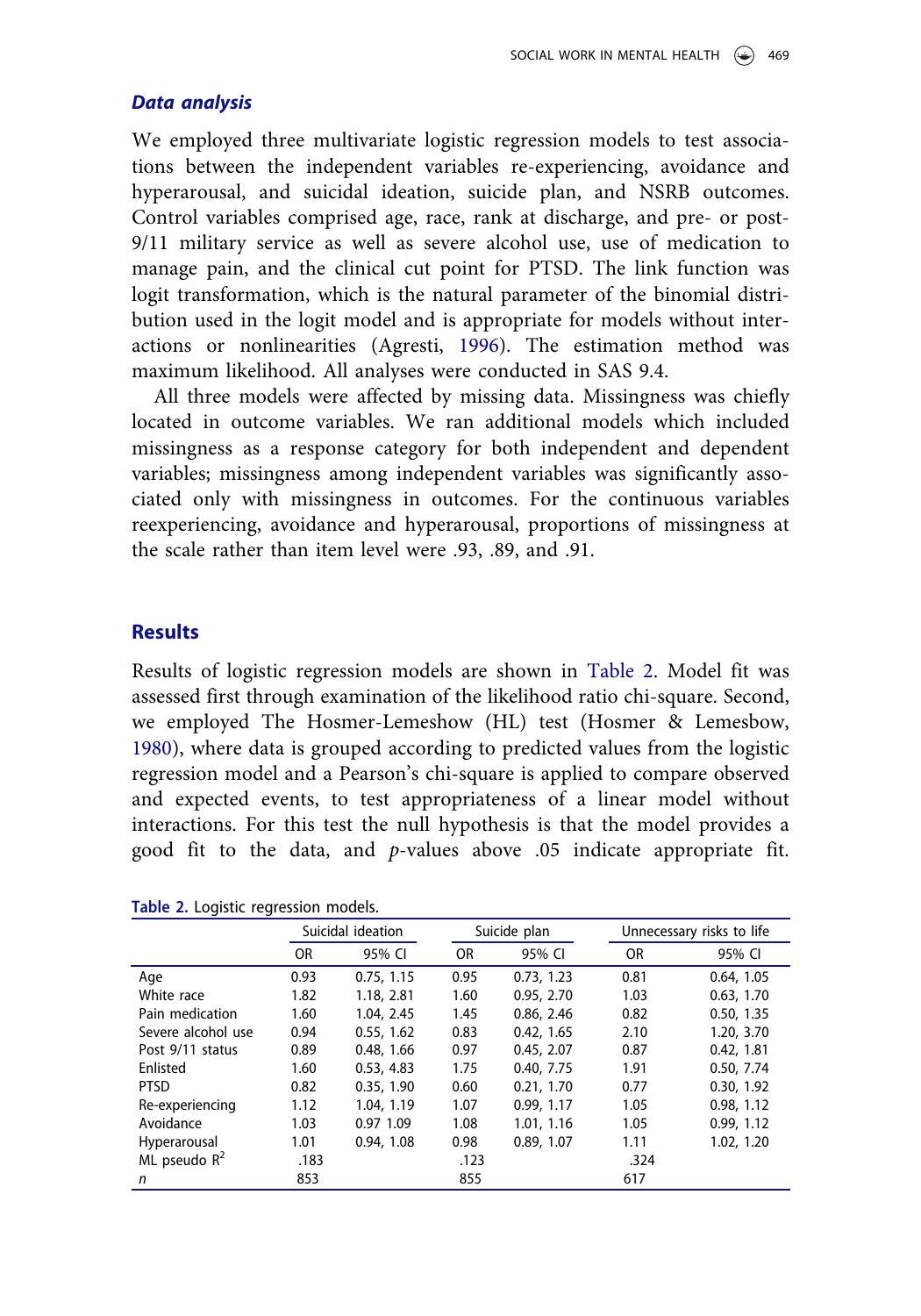### *Data analysis*

We employed three multivariate logistic regression models to test associations between the independent variables re-experiencing, avoidance and hyperarousal, and suicidal ideation, suicide plan, and NSRB outcomes. Control variables comprised age, race, rank at discharge, and pre- or post-9/11 military service as well as severe alcohol use, use of medication to manage pain, and the clinical cut point for PTSD. The link function was logit transformation, which is the natural parameter of the binomial distribution used in the logit model and is appropriate for models without interactions or nonlinearities (Agresti, 1996). The estimation method was maximum likelihood. All analyses were conducted in SAS 9.4.

All three models were affected by missing data. Missingness was chiefly located in outcome variables. We ran additional models which included missingness as a response category for both independent and dependent variables; missingness among independent variables was significantly associated only with missingness in outcomes. For the continuous variables reexperiencing, avoidance and hyperarousal, proportions of missingness at the scale rather than item level were .93, .89, and .91.

## Results

Results of logistic regression models are shown in Table 2. Model fit was assessed first through examination of the likelihood ratio chi-square. Second, we employed The Hosmer-Lemeshow (HL) test (Hosmer & Lemesbow, 1980), where data is grouped according to predicted values from the logistic regression model and a Pearson's chi-square is applied to compare observed and expected events, to test appropriateness of a linear model without interactions. For this test the null hypothesis is that the model provides a good fit to the data, and *p*-values above .05 indicate appropriate fit.

**Table 2.** Logistic regression models.

| | Suicidal ideation | | Suicide plan | | Unnecessary risks to life | |
|---|---|---|---|---|---|---|
| | OR | 95% CI | OR | 95% CI | OR | 95% CI |
| Age | 0.93 | 0.75, 1.15 | 0.95 | 0.73, 1.23 | 0.81 | 0.64, 1.05 |
| White race | 1.82 | 1.18, 2.81 | 1.60 | 0.95, 2.70 | 1.03 | 0.63, 1.70 |
| Pain medication | 1.60 | 1.04, 2.45 | 1.45 | 0.86, 2.46 | 0.82 | 0.50, 1.35 |
| Severe alcohol use | 0.94 | 0.55, 1.62 | 0.83 | 0.42, 1.65 | 2.10 | 1.20, 3.70 |
| Post 9/11 status | 0.89 | 0.48, 1.66 | 0.97 | 0.45, 2.07 | 0.87 | 0.42, 1.81 |
| Enlisted | 1.60 | 0.53, 4.83 | 1.75 | 0.40, 7.75 | 1.91 | 0.50, 7.74 |
| PTSD | 0.82 | 0.35, 1.90 | 0.60 | 0.21, 1.70 | 0.77 | 0.30, 1.92 |
| Re-experiencing | 1.12 | 1.04, 1.19 | 1.07 | 0.99, 1.17 | 1.05 | 0.98, 1.12 |
| Avoidance | 1.03 | 0.97 1.09 | 1.08 | 1.01, 1.16 | 1.05 | 0.99, 1.12 |
| Hyperarousal | 1.01 | 0.94, 1.08 | 0.98 | 0.89, 1.07 | 1.11 | 1.02, 1.20 |
| ML pseudo $R^2$ | .183 | | .123 | | .324 | |
| *n* | 853 | | 855 | | 617 | |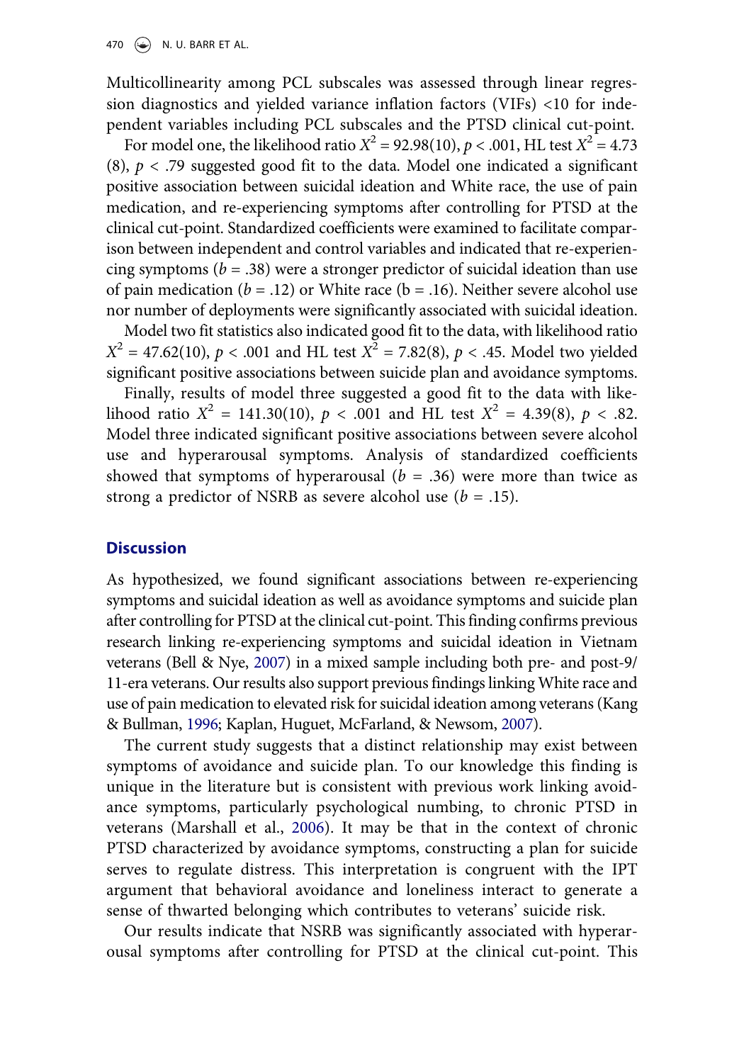Multicollinearity among PCL subscales was assessed through linear regression diagnostics and yielded variance inflation factors (VIFs) <10 for independent variables including PCL subscales and the PTSD clinical cut-point.

For model one, the likelihood ratio $X^2 = 92.98(10)$, $p < .001$, HL test $X^2 = 4.73(8)$, $p < .79$ suggested good fit to the data. Model one indicated a significant positive association between suicidal ideation and White race, the use of pain medication, and re-experiencing symptoms after controlling for PTSD at the clinical cut-point. Standardized coefficients were examined to facilitate comparison between independent and control variables and indicated that re-experiencing symptoms ($b = .38$) were a stronger predictor of suicidal ideation than use of pain medication ($b = .12$) or White race ($b = .16$). Neither severe alcohol use nor number of deployments were significantly associated with suicidal ideation.

Model two fit statistics also indicated good fit to the data, with likelihood ratio $X^2 = 47.62(10)$, $p < .001$ and HL test $X^2 = 7.82(8)$, $p < .45$. Model two yielded significant positive associations between suicide plan and avoidance symptoms.

Finally, results of model three suggested a good fit to the data with likelihood ratio $X^2 = 141.30(10)$, $p < .001$ and HL test $X^2 = 4.39(8)$, $p < .82$. Model three indicated significant positive associations between severe alcohol use and hyperarousal symptoms. Analysis of standardized coefficients showed that symptoms of hyperarousal ($b = .36$) were more than twice as strong a predictor of NSRB as severe alcohol use ($b = .15$).

## Discussion

As hypothesized, we found significant associations between re-experiencing symptoms and suicidal ideation as well as avoidance symptoms and suicide plan after controlling for PTSD at the clinical cut-point. This finding confirms previous research linking re-experiencing symptoms and suicidal ideation in Vietnam veterans (Bell & Nye, 2007) in a mixed sample including both pre- and post-9/11-era veterans. Our results also support previous findings linking White race and use of pain medication to elevated risk for suicidal ideation among veterans (Kang & Bullman, 1996; Kaplan, Huguet, McFarland, & Newsom, 2007).

The current study suggests that a distinct relationship may exist between symptoms of avoidance and suicide plan. To our knowledge this finding is unique in the literature but is consistent with previous work linking avoidance symptoms, particularly psychological numbing, to chronic PTSD in veterans (Marshall et al., 2006). It may be that in the context of chronic PTSD characterized by avoidance symptoms, constructing a plan for suicide serves to regulate distress. This interpretation is congruent with the IPT argument that behavioral avoidance and loneliness interact to generate a sense of thwarted belonging which contributes to veterans' suicide risk.

Our results indicate that NSRB was significantly associated with hyperarousal symptoms after controlling for PTSD at the clinical cut-point. This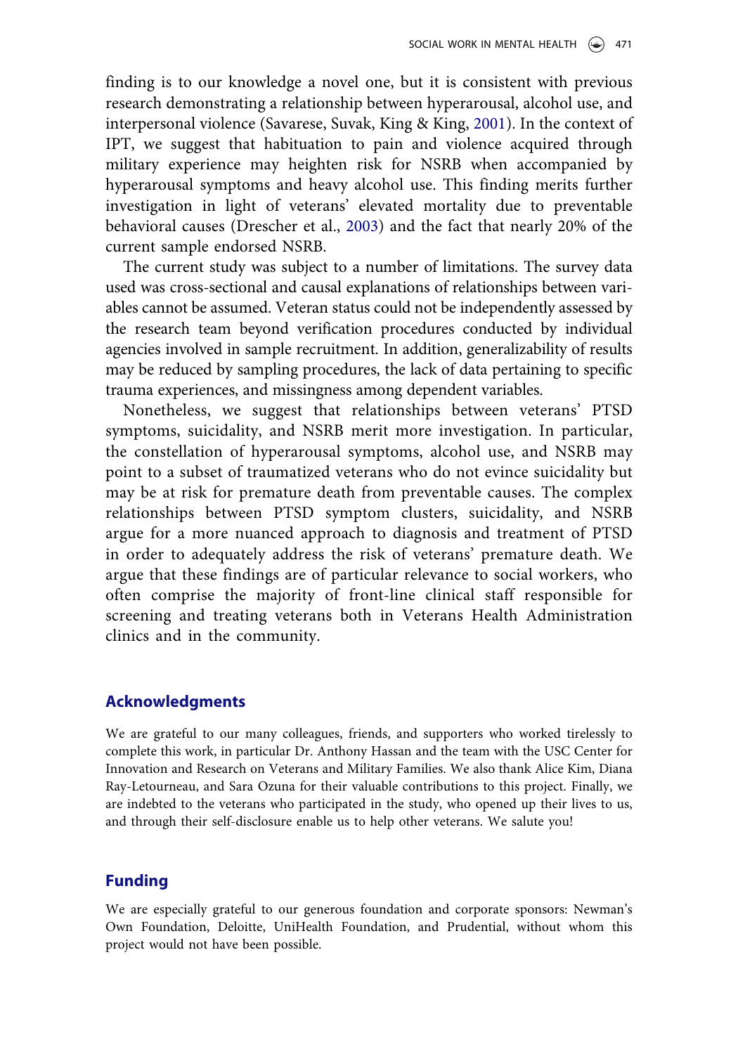finding is to our knowledge a novel one, but it is consistent with previous research demonstrating a relationship between hyperarousal, alcohol use, and interpersonal violence (Savarese, Suvak, King & King, 2001). In the context of IPT, we suggest that habituation to pain and violence acquired through military experience may heighten risk for NSRB when accompanied by hyperarousal symptoms and heavy alcohol use. This finding merits further investigation in light of veterans' elevated mortality due to preventable behavioral causes (Drescher et al., 2003) and the fact that nearly 20% of the current sample endorsed NSRB.

The current study was subject to a number of limitations. The survey data used was cross-sectional and causal explanations of relationships between variables cannot be assumed. Veteran status could not be independently assessed by the research team beyond verification procedures conducted by individual agencies involved in sample recruitment. In addition, generalizability of results may be reduced by sampling procedures, the lack of data pertaining to specific trauma experiences, and missingness among dependent variables.

Nonetheless, we suggest that relationships between veterans' PTSD symptoms, suicidality, and NSRB merit more investigation. In particular, the constellation of hyperarousal symptoms, alcohol use, and NSRB may point to a subset of traumatized veterans who do not evince suicidality but may be at risk for premature death from preventable causes. The complex relationships between PTSD symptom clusters, suicidality, and NSRB argue for a more nuanced approach to diagnosis and treatment of PTSD in order to adequately address the risk of veterans' premature death. We argue that these findings are of particular relevance to social workers, who often comprise the majority of front-line clinical staff responsible for screening and treating veterans both in Veterans Health Administration clinics and in the community.

## Acknowledgments

We are grateful to our many colleagues, friends, and supporters who worked tirelessly to complete this work, in particular Dr. Anthony Hassan and the team with the USC Center for Innovation and Research on Veterans and Military Families. We also thank Alice Kim, Diana Ray-Letourneau, and Sara Ozuna for their valuable contributions to this project. Finally, we are indebted to the veterans who participated in the study, who opened up their lives to us, and through their self-disclosure enable us to help other veterans. We salute you!

## Funding

We are especially grateful to our generous foundation and corporate sponsors: Newman's Own Foundation, Deloitte, UniHealth Foundation, and Prudential, without whom this project would not have been possible.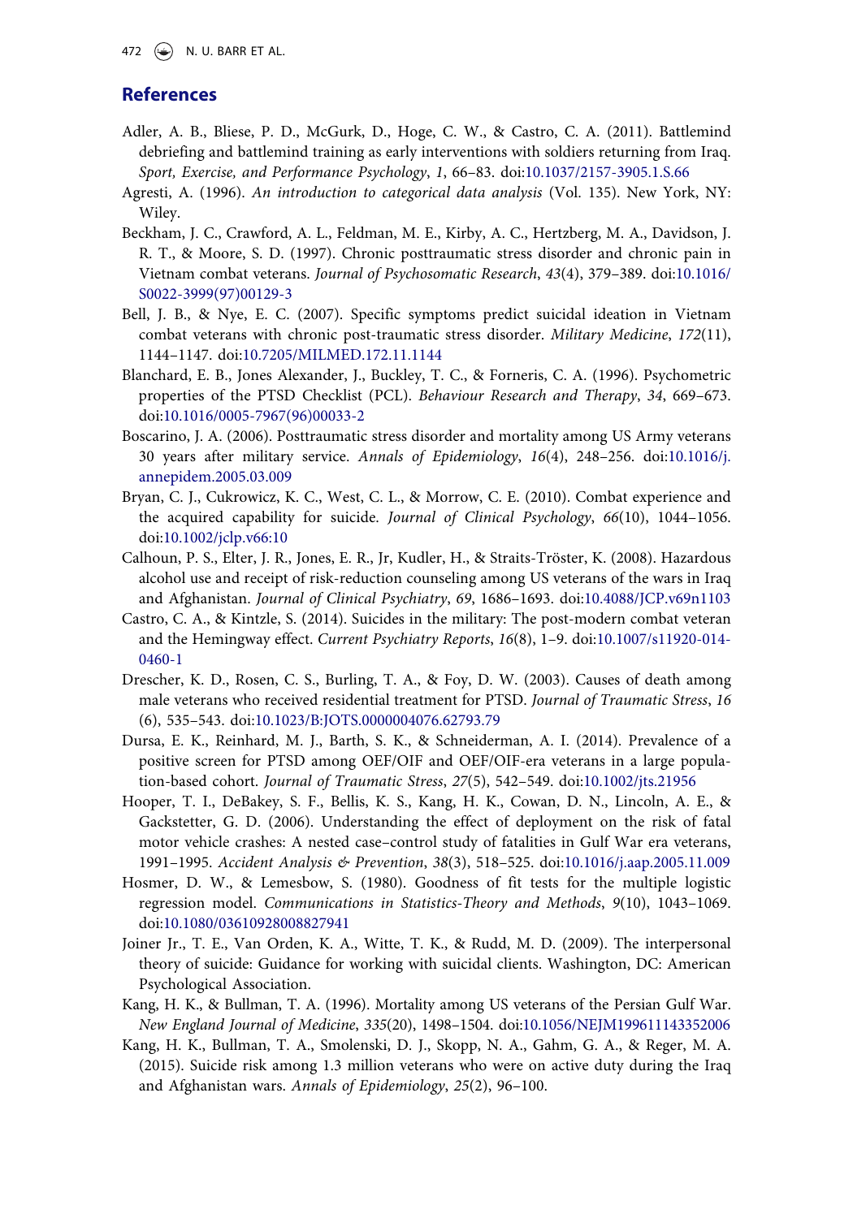## References

Adler, A. B., Bliese, P. D., McGurk, D., Hoge, C. W., & Castro, C. A. (2011). Battlemind debriefing and battlemind training as early interventions with soldiers returning from Iraq. *Sport, Exercise, and Performance Psychology*, *1*, 66–83. doi:10.1037/2157-3905.1.S.66

Agresti, A. (1996). *An introduction to categorical data analysis* (Vol. 135). New York, NY: Wiley.

Beckham, J. C., Crawford, A. L., Feldman, M. E., Kirby, A. C., Hertzberg, M. A., Davidson, J. R. T., & Moore, S. D. (1997). Chronic posttraumatic stress disorder and chronic pain in Vietnam combat veterans. *Journal of Psychosomatic Research*, *43*(4), 379–389. doi:10.1016/S0022-3999(97)00129-3

Bell, J. B., & Nye, E. C. (2007). Specific symptoms predict suicidal ideation in Vietnam combat veterans with chronic post-traumatic stress disorder. *Military Medicine*, *172*(11), 1144–1147. doi:10.7205/MILMED.172.11.1144

Blanchard, E. B., Jones Alexander, J., Buckley, T. C., & Forneris, C. A. (1996). Psychometric properties of the PTSD Checklist (PCL). *Behaviour Research and Therapy*, *34*, 669–673. doi:10.1016/0005-7967(96)00033-2

Boscarino, J. A. (2006). Posttraumatic stress disorder and mortality among US Army veterans 30 years after military service. *Annals of Epidemiology*, *16*(4), 248–256. doi:10.1016/j.annepidem.2005.03.009

Bryan, C. J., Cukrowicz, K. C., West, C. L., & Morrow, C. E. (2010). Combat experience and the acquired capability for suicide. *Journal of Clinical Psychology*, *66*(10), 1044–1056. doi:10.1002/jclp.v66:10

Calhoun, P. S., Elter, J. R., Jones, E. R., Jr, Kudler, H., & Straits-Tröster, K. (2008). Hazardous alcohol use and receipt of risk-reduction counseling among US veterans of the wars in Iraq and Afghanistan. *Journal of Clinical Psychiatry*, *69*, 1686–1693. doi:10.4088/JCP.v69n1103

Castro, C. A., & Kintzle, S. (2014). Suicides in the military: The post-modern combat veteran and the Hemingway effect. *Current Psychiatry Reports*, *16*(8), 1–9. doi:10.1007/s11920-014-0460-1

Drescher, K. D., Rosen, C. S., Burling, T. A., & Foy, D. W. (2003). Causes of death among male veterans who received residential treatment for PTSD. *Journal of Traumatic Stress*, *16*(6), 535–543. doi:10.1023/B:JOTS.0000004076.62793.79

Dursa, E. K., Reinhard, M. J., Barth, S. K., & Schneiderman, A. I. (2014). Prevalence of a positive screen for PTSD among OEF/OIF and OEF/OIF-era veterans in a large population-based cohort. *Journal of Traumatic Stress*, *27*(5), 542–549. doi:10.1002/jts.21956

Hooper, T. I., DeBakey, S. F., Bellis, K. S., Kang, H. K., Cowan, D. N., Lincoln, A. E., & Gackstetter, G. D. (2006). Understanding the effect of deployment on the risk of fatal motor vehicle crashes: A nested case–control study of fatalities in Gulf War era veterans, 1991–1995. *Accident Analysis & Prevention*, *38*(3), 518–525. doi:10.1016/j.aap.2005.11.009

Hosmer, D. W., & Lemesbow, S. (1980). Goodness of fit tests for the multiple logistic regression model. *Communications in Statistics-Theory and Methods*, *9*(10), 1043–1069. doi:10.1080/03610928008827941

Joiner Jr., T. E., Van Orden, K. A., Witte, T. K., & Rudd, M. D. (2009). The interpersonal theory of suicide: Guidance for working with suicidal clients. Washington, DC: American Psychological Association.

Kang, H. K., & Bullman, T. A. (1996). Mortality among US veterans of the Persian Gulf War. *New England Journal of Medicine*, *335*(20), 1498–1504. doi:10.1056/NEJM199611143352006

Kang, H. K., Bullman, T. A., Smolenski, D. J., Skopp, N. A., Gahm, G. A., & Reger, M. A. (2015). Suicide risk among 1.3 million veterans who were on active duty during the Iraq and Afghanistan wars. *Annals of Epidemiology*, *25*(2), 96–100.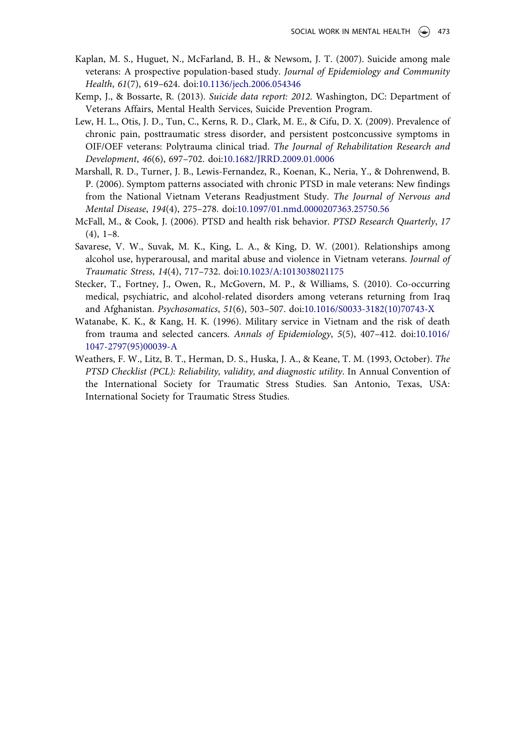Kaplan, M. S., Huguet, N., McFarland, B. H., & Newsom, J. T. (2007). Suicide among male veterans: A prospective population-based study. *Journal of Epidemiology and Community Health*, *61*(7), 619–624. doi:10.1136/jech.2006.054346

Kemp, J., & Bossarte, R. (2013). *Suicide data report: 2012*. Washington, DC: Department of Veterans Affairs, Mental Health Services, Suicide Prevention Program.

Lew, H. L., Otis, J. D., Tun, C., Kerns, R. D., Clark, M. E., & Cifu, D. X. (2009). Prevalence of chronic pain, posttraumatic stress disorder, and persistent postconcussive symptoms in OIF/OEF veterans: Polytrauma clinical triad. *The Journal of Rehabilitation Research and Development*, *46*(6), 697–702. doi:10.1682/JRRD.2009.01.0006

Marshall, R. D., Turner, J. B., Lewis-Fernandez, R., Koenan, K., Neria, Y., & Dohrenwend, B. P. (2006). Symptom patterns associated with chronic PTSD in male veterans: New findings from the National Vietnam Veterans Readjustment Study. *The Journal of Nervous and Mental Disease*, *194*(4), 275–278. doi:10.1097/01.nmd.0000207363.25750.56

McFall, M., & Cook, J. (2006). PTSD and health risk behavior. *PTSD Research Quarterly*, *17*(4), 1–8.

Savarese, V. W., Suvak, M. K., King, L. A., & King, D. W. (2001). Relationships among alcohol use, hyperarousal, and marital abuse and violence in Vietnam veterans. *Journal of Traumatic Stress*, *14*(4), 717–732. doi:10.1023/A:1013038021175

Stecker, T., Fortney, J., Owen, R., McGovern, M. P., & Williams, S. (2010). Co-occurring medical, psychiatric, and alcohol-related disorders among veterans returning from Iraq and Afghanistan. *Psychosomatics*, *51*(6), 503–507. doi:10.1016/S0033-3182(10)70743-X

Watanabe, K. K., & Kang, H. K. (1996). Military service in Vietnam and the risk of death from trauma and selected cancers. *Annals of Epidemiology*, *5*(5), 407–412. doi:10.1016/1047-2797(95)00039-A

Weathers, F. W., Litz, B. T., Herman, D. S., Huska, J. A., & Keane, T. M. (1993, October). *The PTSD Checklist (PCL): Reliability, validity, and diagnostic utility*. In Annual Convention of the International Society for Traumatic Stress Studies. San Antonio, Texas, USA: International Society for Traumatic Stress Studies.